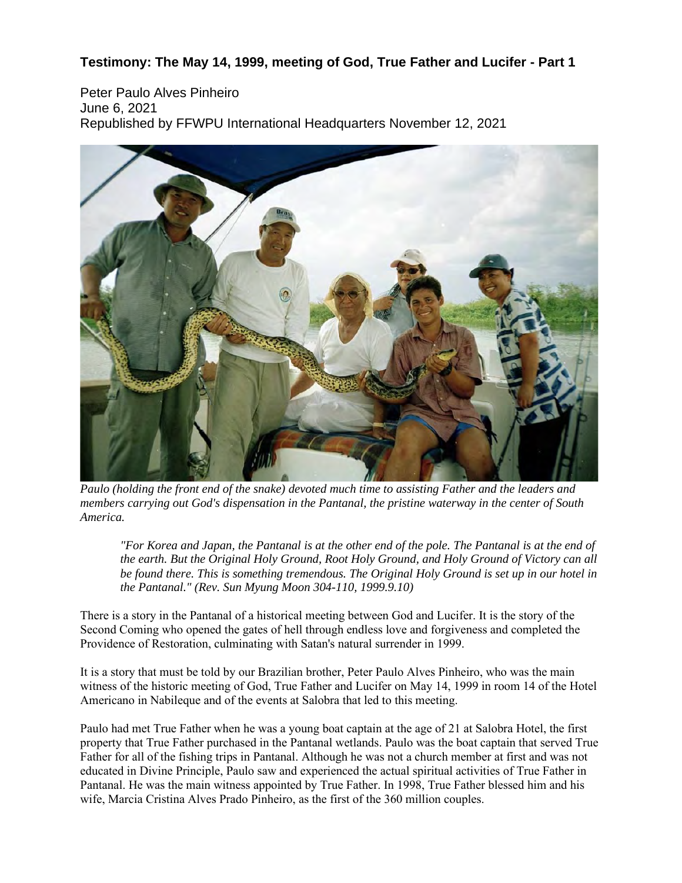**Testimony: The May 14, 1999, meeting of God, True Father and Lucifer - Part 1**

Peter Paulo Alves Pinheiro
June 6, 2021
Republished by FFWPU International Headquarters November 12, 2021

*Paulo (holding the front end of the snake) devoted much time to assisting Father and the leaders and members carrying out God's dispensation in the Pantanal, the pristine waterway in the center of South America.*

> *"For Korea and Japan, the Pantanal is at the other end of the pole. The Pantanal is at the end of the earth. But the Original Holy Ground, Root Holy Ground, and Holy Ground of Victory can all be found there. This is something tremendous. The Original Holy Ground is set up in our hotel in the Pantanal." (Rev. Sun Myung Moon 304-110, 1999.9.10)*

There is a story in the Pantanal of a historical meeting between God and Lucifer. It is the story of the Second Coming who opened the gates of hell through endless love and forgiveness and completed the Providence of Restoration, culminating with Satan's natural surrender in 1999.

It is a story that must be told by our Brazilian brother, Peter Paulo Alves Pinheiro, who was the main witness of the historic meeting of God, True Father and Lucifer on May 14, 1999 in room 14 of the Hotel Americano in Nabileque and of the events at Salobra that led to this meeting.

Paulo had met True Father when he was a young boat captain at the age of 21 at Salobra Hotel, the first property that True Father purchased in the Pantanal wetlands. Paulo was the boat captain that served True Father for all of the fishing trips in Pantanal. Although he was not a church member at first and was not educated in Divine Principle, Paulo saw and experienced the actual spiritual activities of True Father in Pantanal. He was the main witness appointed by True Father. In 1998, True Father blessed him and his wife, Marcia Cristina Alves Prado Pinheiro, as the first of the 360 million couples.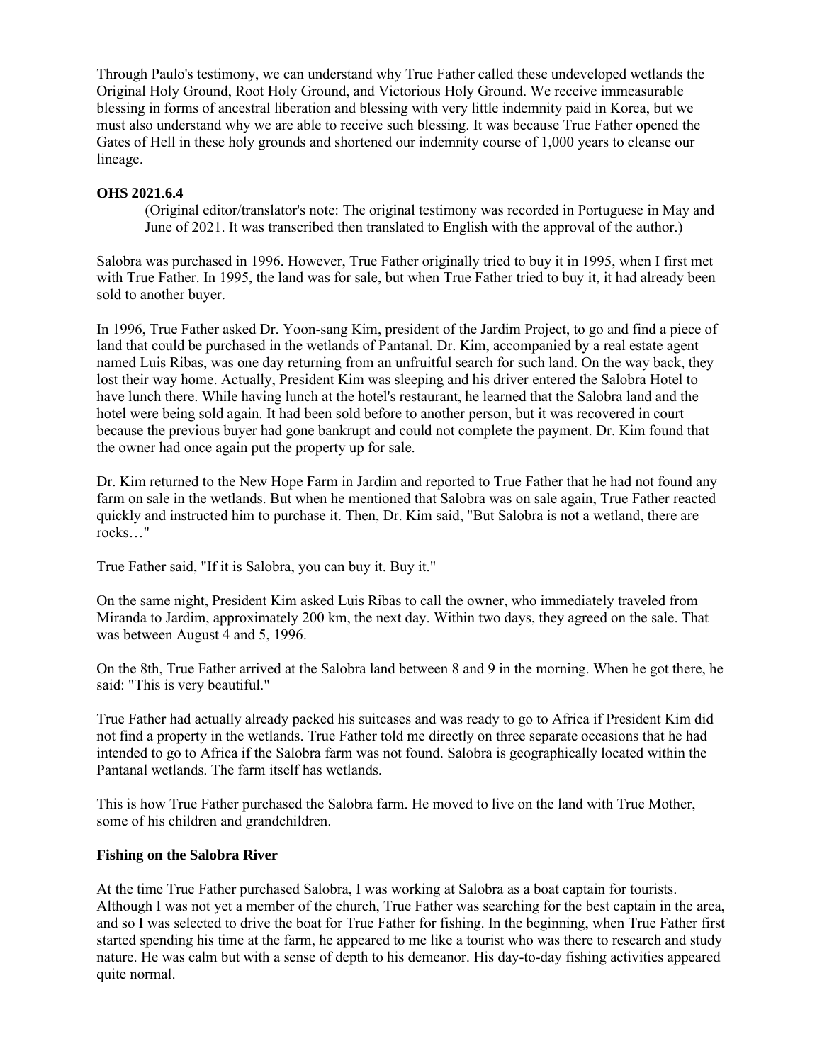Through Paulo's testimony, we can understand why True Father called these undeveloped wetlands the Original Holy Ground, Root Holy Ground, and Victorious Holy Ground. We receive immeasurable blessing in forms of ancestral liberation and blessing with very little indemnity paid in Korea, but we must also understand why we are able to receive such blessing. It was because True Father opened the Gates of Hell in these holy grounds and shortened our indemnity course of 1,000 years to cleanse our lineage.

**OHS 2021.6.4**

> (Original editor/translator's note: The original testimony was recorded in Portuguese in May and June of 2021. It was transcribed then translated to English with the approval of the author.)

Salobra was purchased in 1996. However, True Father originally tried to buy it in 1995, when I first met with True Father. In 1995, the land was for sale, but when True Father tried to buy it, it had already been sold to another buyer.

In 1996, True Father asked Dr. Yoon-sang Kim, president of the Jardim Project, to go and find a piece of land that could be purchased in the wetlands of Pantanal. Dr. Kim, accompanied by a real estate agent named Luis Ribas, was one day returning from an unfruitful search for such land. On the way back, they lost their way home. Actually, President Kim was sleeping and his driver entered the Salobra Hotel to have lunch there. While having lunch at the hotel's restaurant, he learned that the Salobra land and the hotel were being sold again. It had been sold before to another person, but it was recovered in court because the previous buyer had gone bankrupt and could not complete the payment. Dr. Kim found that the owner had once again put the property up for sale.

Dr. Kim returned to the New Hope Farm in Jardim and reported to True Father that he had not found any farm on sale in the wetlands. But when he mentioned that Salobra was on sale again, True Father reacted quickly and instructed him to purchase it. Then, Dr. Kim said, "But Salobra is not a wetland, there are rocks…"

True Father said, "If it is Salobra, you can buy it. Buy it."

On the same night, President Kim asked Luis Ribas to call the owner, who immediately traveled from Miranda to Jardim, approximately 200 km, the next day. Within two days, they agreed on the sale. That was between August 4 and 5, 1996.

On the 8th, True Father arrived at the Salobra land between 8 and 9 in the morning. When he got there, he said: "This is very beautiful."

True Father had actually already packed his suitcases and was ready to go to Africa if President Kim did not find a property in the wetlands. True Father told me directly on three separate occasions that he had intended to go to Africa if the Salobra farm was not found. Salobra is geographically located within the Pantanal wetlands. The farm itself has wetlands.

This is how True Father purchased the Salobra farm. He moved to live on the land with True Mother, some of his children and grandchildren.

### Fishing on the Salobra River

At the time True Father purchased Salobra, I was working at Salobra as a boat captain for tourists. Although I was not yet a member of the church, True Father was searching for the best captain in the area, and so I was selected to drive the boat for True Father for fishing. In the beginning, when True Father first started spending his time at the farm, he appeared to me like a tourist who was there to research and study nature. He was calm but with a sense of depth to his demeanor. His day-to-day fishing activities appeared quite normal.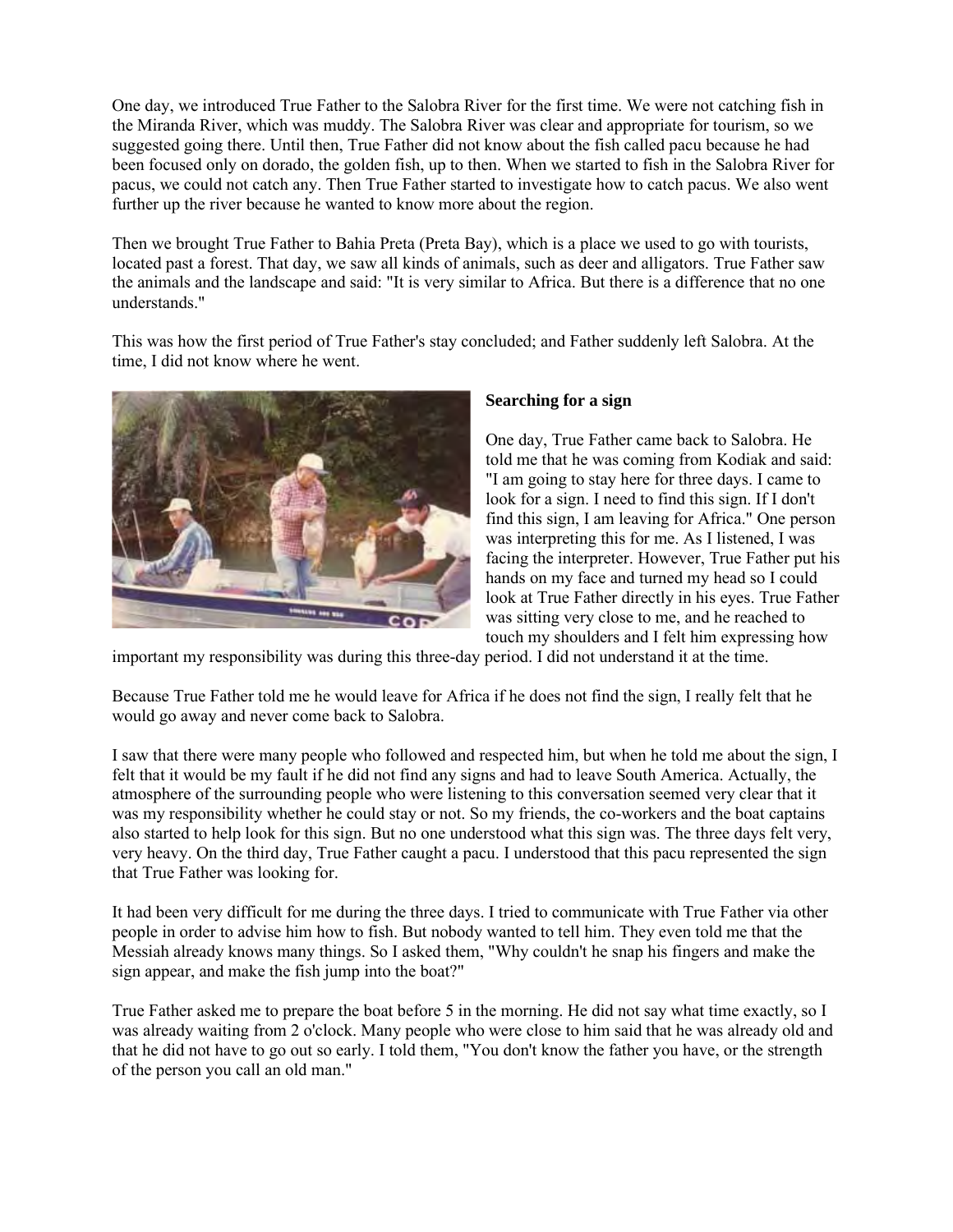One day, we introduced True Father to the Salobra River for the first time. We were not catching fish in the Miranda River, which was muddy. The Salobra River was clear and appropriate for tourism, so we suggested going there. Until then, True Father did not know about the fish called pacu because he had been focused only on dorado, the golden fish, up to then. When we started to fish in the Salobra River for pacus, we could not catch any. Then True Father started to investigate how to catch pacus. We also went further up the river because he wanted to know more about the region.

Then we brought True Father to Bahia Preta (Preta Bay), which is a place we used to go with tourists, located past a forest. That day, we saw all kinds of animals, such as deer and alligators. True Father saw the animals and the landscape and said: "It is very similar to Africa. But there is a difference that no one understands."

This was how the first period of True Father's stay concluded; and Father suddenly left Salobra. At the time, I did not know where he went.

**Searching for a sign**

One day, True Father came back to Salobra. He told me that he was coming from Kodiak and said: "I am going to stay here for three days. I came to look for a sign. I need to find this sign. If I don't find this sign, I am leaving for Africa." One person was interpreting this for me. As I listened, I was facing the interpreter. However, True Father put his hands on my face and turned my head so I could look at True Father directly in his eyes. True Father was sitting very close to me, and he reached to touch my shoulders and I felt him expressing how important my responsibility was during this three-day period. I did not understand it at the time.

Because True Father told me he would leave for Africa if he does not find the sign, I really felt that he would go away and never come back to Salobra.

I saw that there were many people who followed and respected him, but when he told me about the sign, I felt that it would be my fault if he did not find any signs and had to leave South America. Actually, the atmosphere of the surrounding people who were listening to this conversation seemed very clear that it was my responsibility whether he could stay or not. So my friends, the co-workers and the boat captains also started to help look for this sign. But no one understood what this sign was. The three days felt very, very heavy. On the third day, True Father caught a pacu. I understood that this pacu represented the sign that True Father was looking for.

It had been very difficult for me during the three days. I tried to communicate with True Father via other people in order to advise him how to fish. But nobody wanted to tell him. They even told me that the Messiah already knows many things. So I asked them, "Why couldn't he snap his fingers and make the sign appear, and make the fish jump into the boat?"

True Father asked me to prepare the boat before 5 in the morning. He did not say what time exactly, so I was already waiting from 2 o'clock. Many people who were close to him said that he was already old and that he did not have to go out so early. I told them, "You don't know the father you have, or the strength of the person you call an old man."